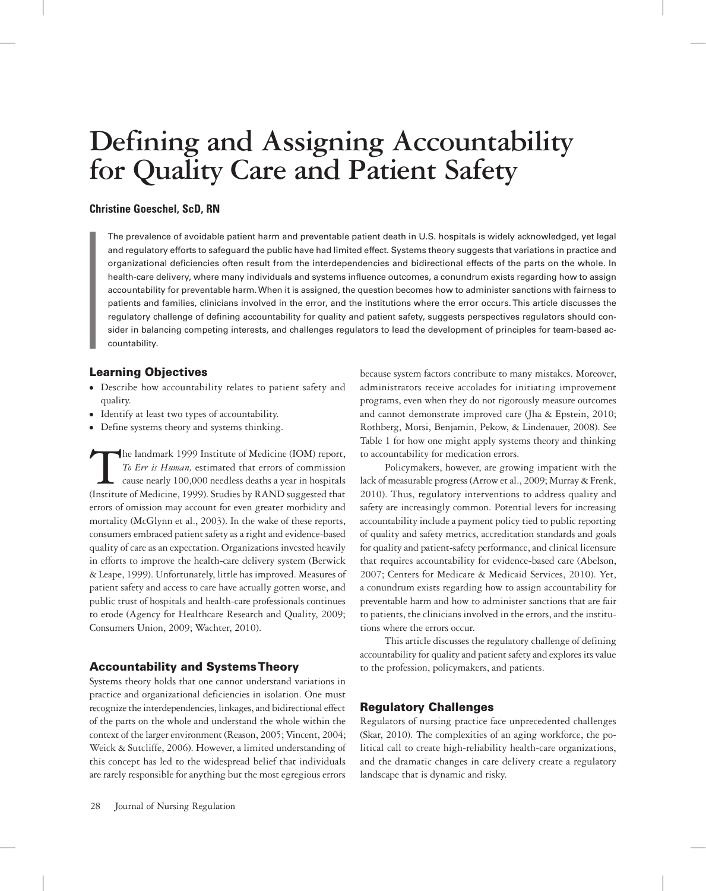# Defining and Assigning Accountability for Quality Care and Patient Safety

**Christine Goeschel, ScD, RN**

The prevalence of avoidable patient harm and preventable patient death in U.S. hospitals is widely acknowledged, yet legal and regulatory efforts to safeguard the public have had limited effect. Systems theory suggests that variations in practice and organizational deficiencies often result from the interdependencies and bidirectional effects of the parts on the whole. In health-care delivery, where many individuals and systems influence outcomes, a conundrum exists regarding how to assign accountability for preventable harm. When it is assigned, the question becomes how to administer sanctions with fairness to patients and families, clinicians involved in the error, and the institutions where the error occurs. This article discusses the regulatory challenge of defining accountability for quality and patient safety, suggests perspectives regulators should consider in balancing competing interests, and challenges regulators to lead the development of principles for team-based accountability.

## Learning Objectives

- Describe how accountability relates to patient safety and quality.
- Identify at least two types of accountability.
- Define systems theory and systems thinking.

The landmark 1999 Institute of Medicine (IOM) report, *To Err is Human,* estimated that errors of commission cause nearly 100,000 needless deaths a year in hospitals (Institute of Medicine, 1999). Studies by RAND suggested that errors of omission may account for even greater morbidity and mortality (McGlynn et al., 2003). In the wake of these reports, consumers embraced patient safety as a right and evidence-based quality of care as an expectation. Organizations invested heavily in efforts to improve the health-care delivery system (Berwick & Leape, 1999). Unfortunately, little has improved. Measures of patient safety and access to care have actually gotten worse, and public trust of hospitals and health-care professionals continues to erode (Agency for Healthcare Research and Quality, 2009; Consumers Union, 2009; Wachter, 2010).

## Accountability and Systems Theory

Systems theory holds that one cannot understand variations in practice and organizational deficiencies in isolation. One must recognize the interdependencies, linkages, and bidirectional effect of the parts on the whole and understand the whole within the context of the larger environment (Reason, 2005; Vincent, 2004; Weick & Sutcliffe, 2006). However, a limited understanding of this concept has led to the widespread belief that individuals are rarely responsible for anything but the most egregious errors because system factors contribute to many mistakes. Moreover, administrators receive accolades for initiating improvement programs, even when they do not rigorously measure outcomes and cannot demonstrate improved care (Jha & Epstein, 2010; Rothberg, Morsi, Benjamin, Pekow, & Lindenauer, 2008). See Table 1 for how one might apply systems theory and thinking to accountability for medication errors.

Policymakers, however, are growing impatient with the lack of measurable progress (Arrow et al., 2009; Murray & Frenk, 2010). Thus, regulatory interventions to address quality and safety are increasingly common. Potential levers for increasing accountability include a payment policy tied to public reporting of quality and safety metrics, accreditation standards and goals for quality and patient-safety performance, and clinical licensure that requires accountability for evidence-based care (Abelson, 2007; Centers for Medicare & Medicaid Services, 2010). Yet, a conundrum exists regarding how to assign accountability for preventable harm and how to administer sanctions that are fair to patients, the clinicians involved in the errors, and the institutions where the errors occur.

This article discusses the regulatory challenge of defining accountability for quality and patient safety and explores its value to the profession, policymakers, and patients.

## Regulatory Challenges

Regulators of nursing practice face unprecedented challenges (Skar, 2010). The complexities of an aging workforce, the political call to create high-reliability health-care organizations, and the dramatic changes in care delivery create a regulatory landscape that is dynamic and risky.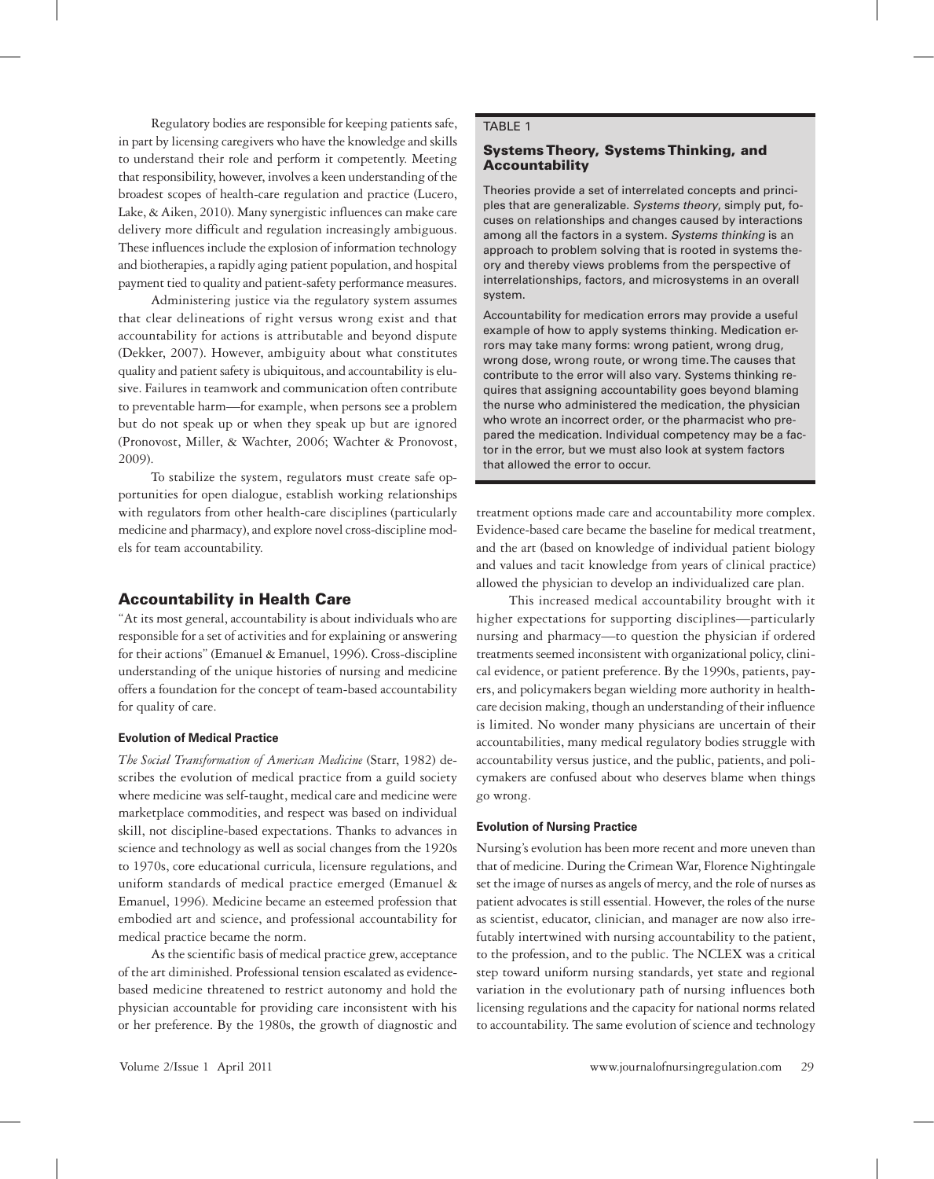Regulatory bodies are responsible for keeping patients safe, in part by licensing caregivers who have the knowledge and skills to understand their role and perform it competently. Meeting that responsibility, however, involves a keen understanding of the broadest scopes of health-care regulation and practice (Lucero, Lake, & Aiken, 2010). Many synergistic influences can make care delivery more difficult and regulation increasingly ambiguous. These influences include the explosion of information technology and biotherapies, a rapidly aging patient population, and hospital payment tied to quality and patient-safety performance measures.

Administering justice via the regulatory system assumes that clear delineations of right versus wrong exist and that accountability for actions is attributable and beyond dispute (Dekker, 2007). However, ambiguity about what constitutes quality and patient safety is ubiquitous, and accountability is elusive. Failures in teamwork and communication often contribute to preventable harm—for example, when persons see a problem but do not speak up or when they speak up but are ignored (Pronovost, Miller, & Wachter, 2006; Wachter & Pronovost, 2009).

To stabilize the system, regulators must create safe opportunities for open dialogue, establish working relationships with regulators from other health-care disciplines (particularly medicine and pharmacy), and explore novel cross-discipline models for team accountability.

## Accountability in Health Care

"At its most general, accountability is about individuals who are responsible for a set of activities and for explaining or answering for their actions" (Emanuel & Emanuel, 1996). Cross-discipline understanding of the unique histories of nursing and medicine offers a foundation for the concept of team-based accountability for quality of care.

### Evolution of Medical Practice

*The Social Transformation of American Medicine* (Starr, 1982) describes the evolution of medical practice from a guild society where medicine was self-taught, medical care and medicine were marketplace commodities, and respect was based on individual skill, not discipline-based expectations. Thanks to advances in science and technology as well as social changes from the 1920s to 1970s, core educational curricula, licensure regulations, and uniform standards of medical practice emerged (Emanuel & Emanuel, 1996). Medicine became an esteemed profession that embodied art and science, and professional accountability for medical practice became the norm.

As the scientific basis of medical practice grew, acceptance of the art diminished. Professional tension escalated as evidence-based medicine threatened to restrict autonomy and hold the physician accountable for providing care inconsistent with his or her preference. By the 1980s, the growth of diagnostic and treatment options made care and accountability more complex. Evidence-based care became the baseline for medical treatment, and the art (based on knowledge of individual patient biology and values and tacit knowledge from years of clinical practice) allowed the physician to develop an individualized care plan.

This increased medical accountability brought with it higher expectations for supporting disciplines—particularly nursing and pharmacy—to question the physician if ordered treatments seemed inconsistent with organizational policy, clinical evidence, or patient preference. By the 1990s, patients, payers, and policymakers began wielding more authority in health-care decision making, though an understanding of their influence is limited. No wonder many physicians are uncertain of their accountabilities, many medical regulatory bodies struggle with accountability versus justice, and the public, patients, and policymakers are confused about who deserves blame when things go wrong.

> TABLE 1
>
> **Systems Theory, Systems Thinking, and Accountability**
>
> Theories provide a set of interrelated concepts and principles that are generalizable. *Systems theory*, simply put, focuses on relationships and changes caused by interactions among all the factors in a system. *Systems thinking* is an approach to problem solving that is rooted in systems theory and thereby views problems from the perspective of interrelationships, factors, and microsystems in an overall system.
>
> Accountability for medication errors may provide a useful example of how to apply systems thinking. Medication errors may take many forms: wrong patient, wrong drug, wrong dose, wrong route, or wrong time. The causes that contribute to the error will also vary. Systems thinking requires that assigning accountability goes beyond blaming the nurse who administered the medication, the physician who wrote an incorrect order, or the pharmacist who prepared the medication. Individual competency may be a factor in the error, but we must also look at system factors that allowed the error to occur.

### Evolution of Nursing Practice

Nursing's evolution has been more recent and more uneven than that of medicine. During the Crimean War, Florence Nightingale set the image of nurses as angels of mercy, and the role of nurses as patient advocates is still essential. However, the roles of the nurse as scientist, educator, clinician, and manager are now also irrefutably intertwined with nursing accountability to the patient, to the profession, and to the public. The NCLEX was a critical step toward uniform nursing standards, yet state and regional variation in the evolutionary path of nursing influences both licensing regulations and the capacity for national norms related to accountability. The same evolution of science and technology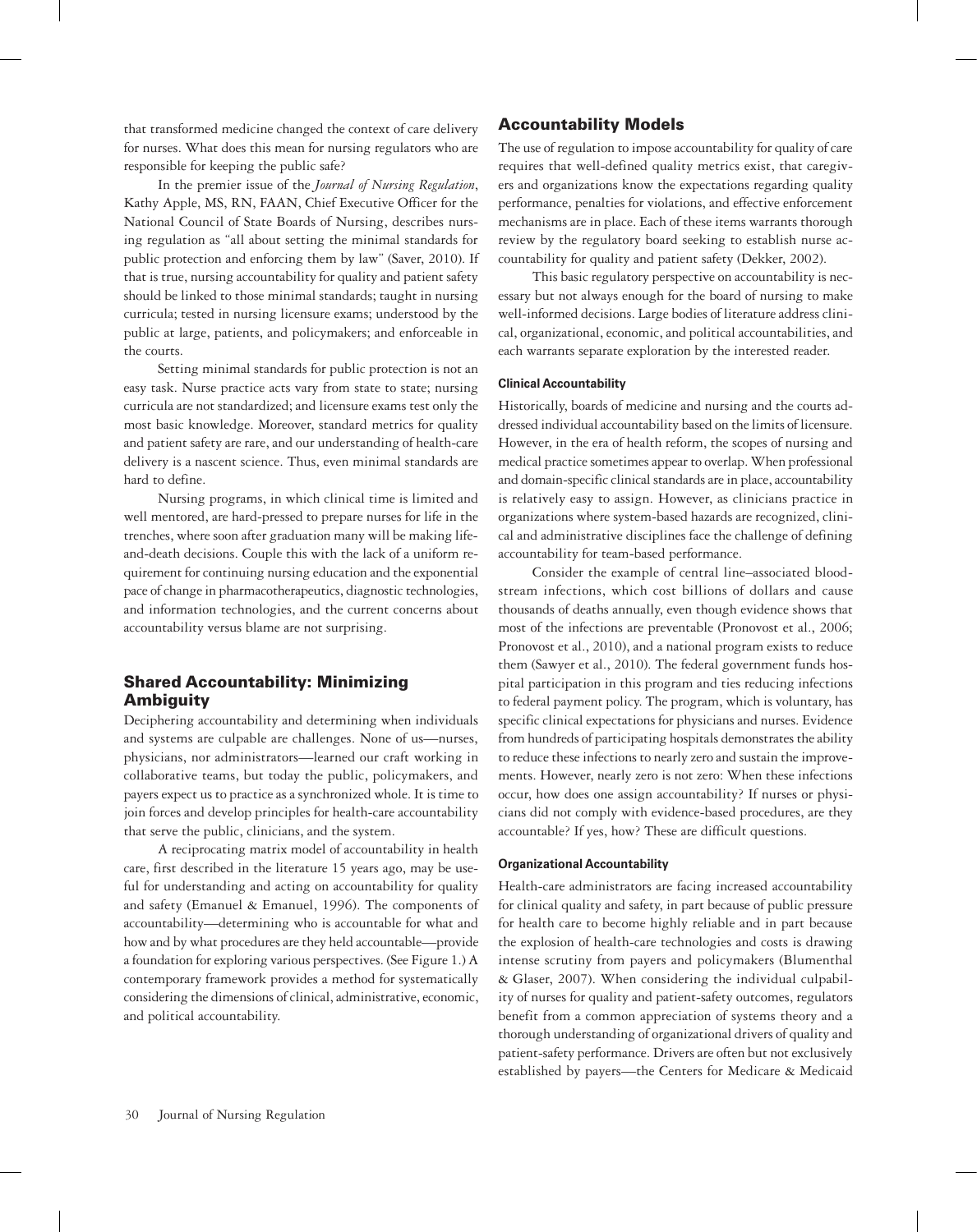that transformed medicine changed the context of care delivery for nurses. What does this mean for nursing regulators who are responsible for keeping the public safe?

In the premier issue of the *Journal of Nursing Regulation*, Kathy Apple, MS, RN, FAAN, Chief Executive Officer for the National Council of State Boards of Nursing, describes nursing regulation as "all about setting the minimal standards for public protection and enforcing them by law" (Saver, 2010). If that is true, nursing accountability for quality and patient safety should be linked to those minimal standards; taught in nursing curricula; tested in nursing licensure exams; understood by the public at large, patients, and policymakers; and enforceable in the courts.

Setting minimal standards for public protection is not an easy task. Nurse practice acts vary from state to state; nursing curricula are not standardized; and licensure exams test only the most basic knowledge. Moreover, standard metrics for quality and patient safety are rare, and our understanding of health-care delivery is a nascent science. Thus, even minimal standards are hard to define.

Nursing programs, in which clinical time is limited and well mentored, are hard-pressed to prepare nurses for life in the trenches, where soon after graduation many will be making life-and-death decisions. Couple this with the lack of a uniform requirement for continuing nursing education and the exponential pace of change in pharmacotherapeutics, diagnostic technologies, and information technologies, and the current concerns about accountability versus blame are not surprising.

## Shared Accountability: Minimizing Ambiguity

Deciphering accountability and determining when individuals and systems are culpable are challenges. None of us—nurses, physicians, nor administrators—learned our craft working in collaborative teams, but today the public, policymakers, and payers expect us to practice as a synchronized whole. It is time to join forces and develop principles for health-care accountability that serve the public, clinicians, and the system.

A reciprocating matrix model of accountability in health care, first described in the literature 15 years ago, may be useful for understanding and acting on accountability for quality and safety (Emanuel & Emanuel, 1996). The components of accountability—determining who is accountable for what and how and by what procedures are they held accountable—provide a foundation for exploring various perspectives. (See Figure 1.) A contemporary framework provides a method for systematically considering the dimensions of clinical, administrative, economic, and political accountability.

## Accountability Models

The use of regulation to impose accountability for quality of care requires that well-defined quality metrics exist, that caregivers and organizations know the expectations regarding quality performance, penalties for violations, and effective enforcement mechanisms are in place. Each of these items warrants thorough review by the regulatory board seeking to establish nurse accountability for quality and patient safety (Dekker, 2002).

This basic regulatory perspective on accountability is necessary but not always enough for the board of nursing to make well-informed decisions. Large bodies of literature address clinical, organizational, economic, and political accountabilities, and each warrants separate exploration by the interested reader.

### Clinical Accountability

Historically, boards of medicine and nursing and the courts addressed individual accountability based on the limits of licensure. However, in the era of health reform, the scopes of nursing and medical practice sometimes appear to overlap. When professional and domain-specific clinical standards are in place, accountability is relatively easy to assign. However, as clinicians practice in organizations where system-based hazards are recognized, clinical and administrative disciplines face the challenge of defining accountability for team-based performance.

Consider the example of central line–associated bloodstream infections, which cost billions of dollars and cause thousands of deaths annually, even though evidence shows that most of the infections are preventable (Pronovost et al., 2006; Pronovost et al., 2010), and a national program exists to reduce them (Sawyer et al., 2010). The federal government funds hospital participation in this program and ties reducing infections to federal payment policy. The program, which is voluntary, has specific clinical expectations for physicians and nurses. Evidence from hundreds of participating hospitals demonstrates the ability to reduce these infections to nearly zero and sustain the improvements. However, nearly zero is not zero: When these infections occur, how does one assign accountability? If nurses or physicians did not comply with evidence-based procedures, are they accountable? If yes, how? These are difficult questions.

### Organizational Accountability

Health-care administrators are facing increased accountability for clinical quality and safety, in part because of public pressure for health care to become highly reliable and in part because the explosion of health-care technologies and costs is drawing intense scrutiny from payers and policymakers (Blumenthal & Glaser, 2007). When considering the individual culpability of nurses for quality and patient-safety outcomes, regulators benefit from a common appreciation of systems theory and a thorough understanding of organizational drivers of quality and patient-safety performance. Drivers are often but not exclusively established by payers—the Centers for Medicare & Medicaid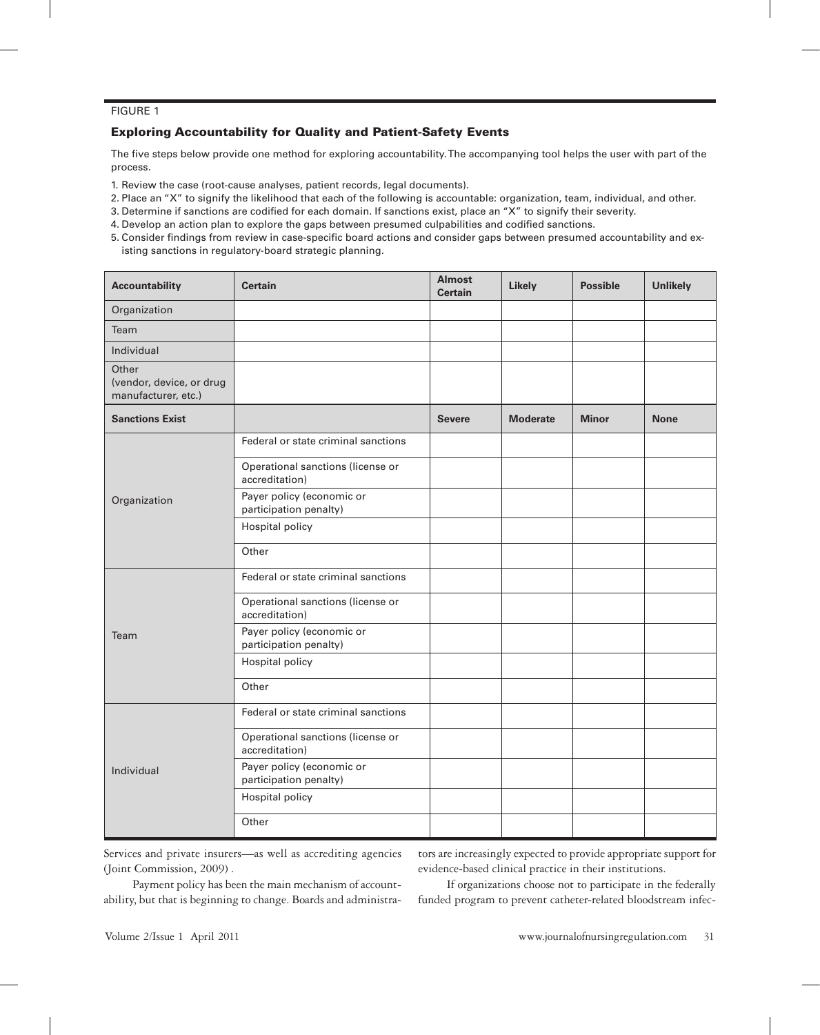FIGURE 1

### Exploring Accountability for Quality and Patient-Safety Events

The five steps below provide one method for exploring accountability. The accompanying tool helps the user with part of the process.

1. Review the case (root-cause analyses, patient records, legal documents).
2. Place an "X" to signify the likelihood that each of the following is accountable: organization, team, individual, and other.
3. Determine if sanctions are codified for each domain. If sanctions exist, place an "X" to signify their severity.
4. Develop an action plan to explore the gaps between presumed culpabilities and codified sanctions.
5. Consider findings from review in case-specific board actions and consider gaps between presumed accountability and existing sanctions in regulatory-board strategic planning.

| Accountability | Certain | Almost Certain | Likely | Possible | Unlikely |
|---|---|---|---|---|---|
| Organization | | | | | |
| Team | | | | | |
| Individual | | | | | |
| Other (vendor, device, or drug manufacturer, etc.) | | | | | |
| **Sanctions Exist** | | **Severe** | **Moderate** | **Minor** | **None** |
| Organization | Federal or state criminal sanctions | | | | |
| | Operational sanctions (license or accreditation) | | | | |
| | Payer policy (economic or participation penalty) | | | | |
| | Hospital policy | | | | |
| | Other | | | | |
| Team | Federal or state criminal sanctions | | | | |
| | Operational sanctions (license or accreditation) | | | | |
| | Payer policy (economic or participation penalty) | | | | |
| | Hospital policy | | | | |
| | Other | | | | |
| Individual | Federal or state criminal sanctions | | | | |
| | Operational sanctions (license or accreditation) | | | | |
| | Payer policy (economic or participation penalty) | | | | |
| | Hospital policy | | | | |
| | Other | | | | |

Services and private insurers—as well as accrediting agencies (Joint Commission, 2009) .

Payment policy has been the main mechanism of accountability, but that is beginning to change. Boards and administrators are increasingly expected to provide appropriate support for evidence-based clinical practice in their institutions.

If organizations choose not to participate in the federally funded program to prevent catheter-related bloodstream infec-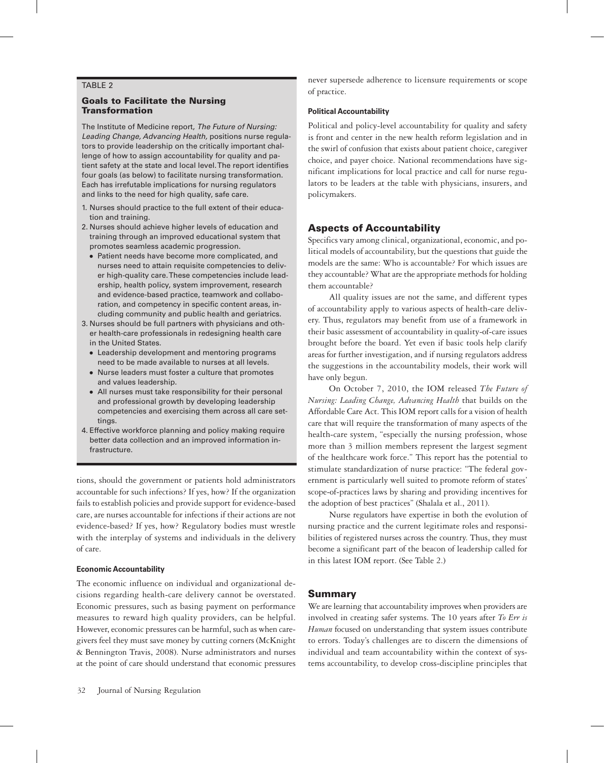TABLE 2

### Goals to Facilitate the Nursing Transformation

The Institute of Medicine report, *The Future of Nursing: Leading Change, Advancing Health,* positions nurse regulators to provide leadership on the critically important challenge of how to assign accountability for quality and patient safety at the state and local level. The report identifies four goals (as below) to facilitate nursing transformation. Each has irrefutable implications for nursing regulators and links to the need for high quality, safe care.

1. Nurses should practice to the full extent of their education and training.
2. Nurses should achieve higher levels of education and training through an improved educational system that promotes seamless academic progression.
   - Patient needs have become more complicated, and nurses need to attain requisite competencies to deliver high-quality care. These competencies include leadership, health policy, system improvement, research and evidence-based practice, teamwork and collaboration, and competency in specific content areas, including community and public health and geriatrics.
3. Nurses should be full partners with physicians and other health-care professionals in redesigning health care in the United States.
   - Leadership development and mentoring programs need to be made available to nurses at all levels.
   - Nurse leaders must foster a culture that promotes and values leadership.
   - All nurses must take responsibility for their personal and professional growth by developing leadership competencies and exercising them across all care settings.
4. Effective workforce planning and policy making require better data collection and an improved information infrastructure.

tions, should the government or patients hold administrators accountable for such infections? If yes, how? If the organization fails to establish policies and provide support for evidence-based care, are nurses accountable for infections if their actions are not evidence-based? If yes, how? Regulatory bodies must wrestle with the interplay of systems and individuals in the delivery of care.

#### Economic Accountability

The economic influence on individual and organizational decisions regarding health-care delivery cannot be overstated. Economic pressures, such as basing payment on performance measures to reward high quality providers, can be helpful. However, economic pressures can be harmful, such as when caregivers feel they must save money by cutting corners (McKnight & Bennington Travis, 2008). Nurse administrators and nurses at the point of care should understand that economic pressures never supersede adherence to licensure requirements or scope of practice.

#### Political Accountability

Political and policy-level accountability for quality and safety is front and center in the new health reform legislation and in the swirl of confusion that exists about patient choice, caregiver choice, and payer choice. National recommendations have significant implications for local practice and call for nurse regulators to be leaders at the table with physicians, insurers, and policymakers.

## Aspects of Accountability

Specifics vary among clinical, organizational, economic, and political models of accountability, but the questions that guide the models are the same: Who is accountable? For which issues are they accountable? What are the appropriate methods for holding them accountable?

All quality issues are not the same, and different types of accountability apply to various aspects of health-care delivery. Thus, regulators may benefit from use of a framework in their basic assessment of accountability in quality-of-care issues brought before the board. Yet even if basic tools help clarify areas for further investigation, and if nursing regulators address the suggestions in the accountability models, their work will have only begun.

On October 7, 2010, the IOM released *The Future of Nursing: Leading Change, Advancing Health* that builds on the Affordable Care Act. This IOM report calls for a vision of health care that will require the transformation of many aspects of the health-care system, "especially the nursing profession, whose more than 3 million members represent the largest segment of the healthcare work force." This report has the potential to stimulate standardization of nurse practice: "The federal government is particularly well suited to promote reform of states' scope-of-practices laws by sharing and providing incentives for the adoption of best practices" (Shalala et al., 2011).

Nurse regulators have expertise in both the evolution of nursing practice and the current legitimate roles and responsibilities of registered nurses across the country. Thus, they must become a significant part of the beacon of leadership called for in this latest IOM report. (See Table 2.)

## Summary

We are learning that accountability improves when providers are involved in creating safer systems. The 10 years after *To Err is Human* focused on understanding that system issues contribute to errors. Today's challenges are to discern the dimensions of individual and team accountability within the context of systems accountability, to develop cross-discipline principles that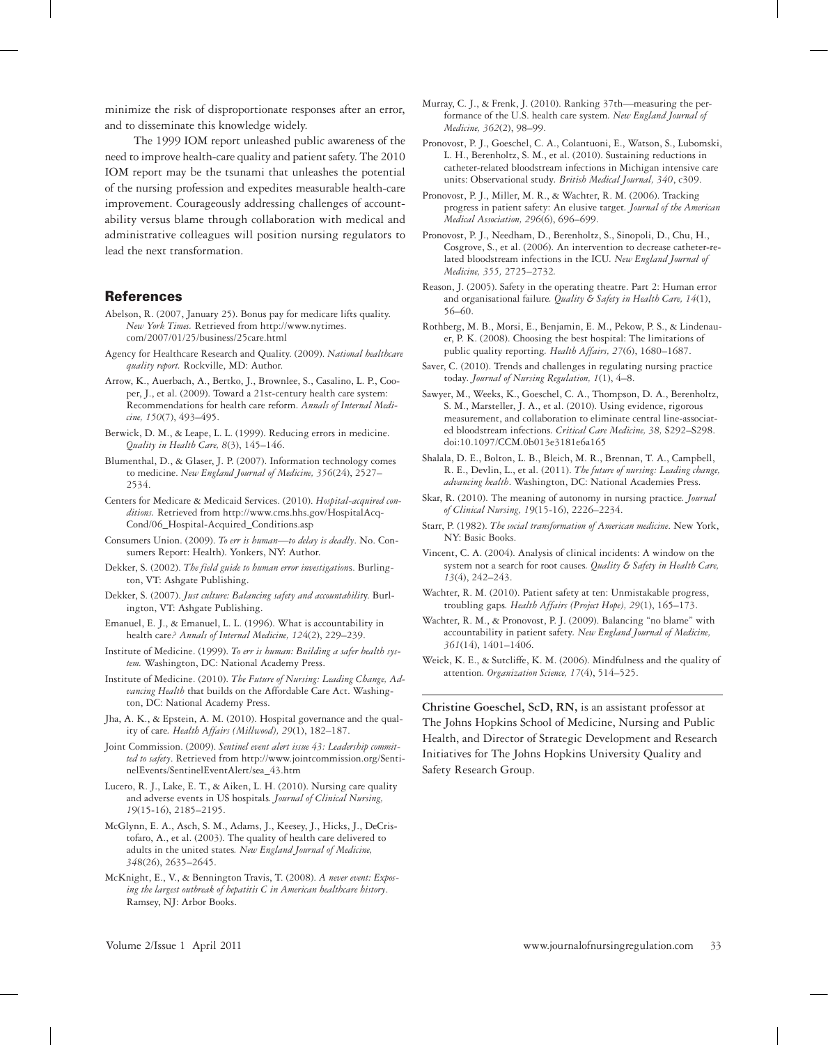minimize the risk of disproportionate responses after an error, and to disseminate this knowledge widely.

The 1999 IOM report unleashed public awareness of the need to improve health-care quality and patient safety. The 2010 IOM report may be the tsunami that unleashes the potential of the nursing profession and expedites measurable health-care improvement. Courageously addressing challenges of accountability versus blame through collaboration with medical and administrative colleagues will position nursing regulators to lead the next transformation.

## References

Abelson, R. (2007, January 25). Bonus pay for medicare lifts quality. *New York Times.* Retrieved from http://www.nytimes.com/2007/01/25/business/25care.html

Agency for Healthcare Research and Quality. (2009). *National healthcare quality report.* Rockville, MD: Author.

Arrow, K., Auerbach, A., Bertko, J., Brownlee, S., Casalino, L. P., Cooper, J., et al. (2009). Toward a 21st-century health care system: Recommendations for health care reform. *Annals of Internal Medicine, 150*(7), 493–495.

Berwick, D. M., & Leape, L. L. (1999). Reducing errors in medicine. *Quality in Health Care, 8*(3), 145–146.

Blumenthal, D., & Glaser, J. P. (2007). Information technology comes to medicine. *New England Journal of Medicine, 356*(24), 2527–2534.

Centers for Medicare & Medicaid Services. (2010). *Hospital-acquired conditions.* Retrieved from http://www.cms.hhs.gov/HospitalAcqCond/06_Hospital-Acquired_Conditions.asp

Consumers Union. (2009). *To err is human—to delay is deadly*. No. Consumers Report: Health). Yonkers, NY: Author.

Dekker, S. (2002). *The field guide to human error investigation*s. Burlington, VT: Ashgate Publishing.

Dekker, S. (2007). *Just culture: Balancing safety and accountability.* Burlington, VT: Ashgate Publishing.

Emanuel, E. J., & Emanuel, L. L. (1996). What is accountability in health care*? Annals of Internal Medicine, 124*(2), 229–239.

Institute of Medicine. (1999). *To err is human: Building a safer health system.* Washington, DC: National Academy Press.

Institute of Medicine. (2010). *The Future of Nursing: Leading Change, Advancing Health* that builds on the Affordable Care Act. Washington, DC: National Academy Press.

Jha, A. K., & Epstein, A. M. (2010). Hospital governance and the quality of care. *Health Affairs (Millwood), 29*(1), 182–187.

Joint Commission. (2009). *Sentinel event alert issue 43: Leadership committed to safety*. Retrieved from http://www.jointcommission.org/SentinelEvents/SentinelEventAlert/sea_43.htm

Lucero, R. J., Lake, E. T., & Aiken, L. H. (2010). Nursing care quality and adverse events in US hospitals. *Journal of Clinical Nursing, 19*(15-16), 2185–2195.

McGlynn, E. A., Asch, S. M., Adams, J., Keesey, J., Hicks, J., DeCristofaro, A., et al. (2003). The quality of health care delivered to adults in the united states. *New England Journal of Medicine, 348*(26), 2635–2645.

McKnight, E., V., & Bennington Travis, T. (2008). *A never event: Exposing the largest outbreak of hepatitis C in American healthcare history*. Ramsey, NJ: Arbor Books.

Murray, C. J., & Frenk, J. (2010). Ranking 37th—measuring the performance of the U.S. health care system. *New England Journal of Medicine, 362*(2), 98–99.

Pronovost, P. J., Goeschel, C. A., Colantuoni, E., Watson, S., Lubomski, L. H., Berenholtz, S. M., et al. (2010). Sustaining reductions in catheter-related bloodstream infections in Michigan intensive care units: Observational study. *British Medical Journal, 340*, c309.

Pronovost, P. J., Miller, M. R., & Wachter, R. M. (2006). Tracking progress in patient safety: An elusive target. *Journal of the American Medical Association, 296*(6), 696–699.

Pronovost, P. J., Needham, D., Berenholtz, S., Sinopoli, D., Chu, H., Cosgrove, S., et al. (2006). An intervention to decrease catheter-related bloodstream infections in the ICU. *New England Journal of Medicine, 355,* 2725–2732.

Reason, J. (2005). Safety in the operating theatre. Part 2: Human error and organisational failure. *Quality & Safety in Health Care, 14*(1), 56–60.

Rothberg, M. B., Morsi, E., Benjamin, E. M., Pekow, P. S., & Lindenauer, P. K. (2008). Choosing the best hospital: The limitations of public quality reporting. *Health Affairs, 27*(6), 1680–1687.

Saver, C. (2010). Trends and challenges in regulating nursing practice today. *Journal of Nursing Regulation, 1*(1), 4–8.

Sawyer, M., Weeks, K., Goeschel, C. A., Thompson, D. A., Berenholtz, S. M., Marsteller, J. A., et al. (2010). Using evidence, rigorous measurement, and collaboration to eliminate central line-associated bloodstream infections. *Critical Care Medicine, 38,* S292–S298. doi:10.1097/CCM.0b013e3181e6a165

Shalala, D. E., Bolton, L. B., Bleich, M. R., Brennan, T. A., Campbell, R. E., Devlin, L., et al. (2011). *The future of nursing: Leading change, advancing health*. Washington, DC: National Academies Press.

Skar, R. (2010). The meaning of autonomy in nursing practice. *Journal of Clinical Nursing, 19*(15-16), 2226–2234.

Starr, P. (1982). *The social transformation of American medicine*. New York, NY: Basic Books.

Vincent, C. A. (2004). Analysis of clinical incidents: A window on the system not a search for root causes. *Quality & Safety in Health Care, 13*(4), 242–243.

Wachter, R. M. (2010). Patient safety at ten: Unmistakable progress, troubling gaps. *Health Affairs (Project Hope), 29*(1), 165–173.

Wachter, R. M., & Pronovost, P. J. (2009). Balancing "no blame" with accountability in patient safety. *New England Journal of Medicine, 361*(14), 1401–1406.

Weick, K. E., & Sutcliffe, K. M. (2006). Mindfulness and the quality of attention. *Organization Science, 17*(4), 514–525.

---

**Christine Goeschel, ScD, RN,** is an assistant professor at The Johns Hopkins School of Medicine, Nursing and Public Health, and Director of Strategic Development and Research Initiatives for The Johns Hopkins University Quality and Safety Research Group.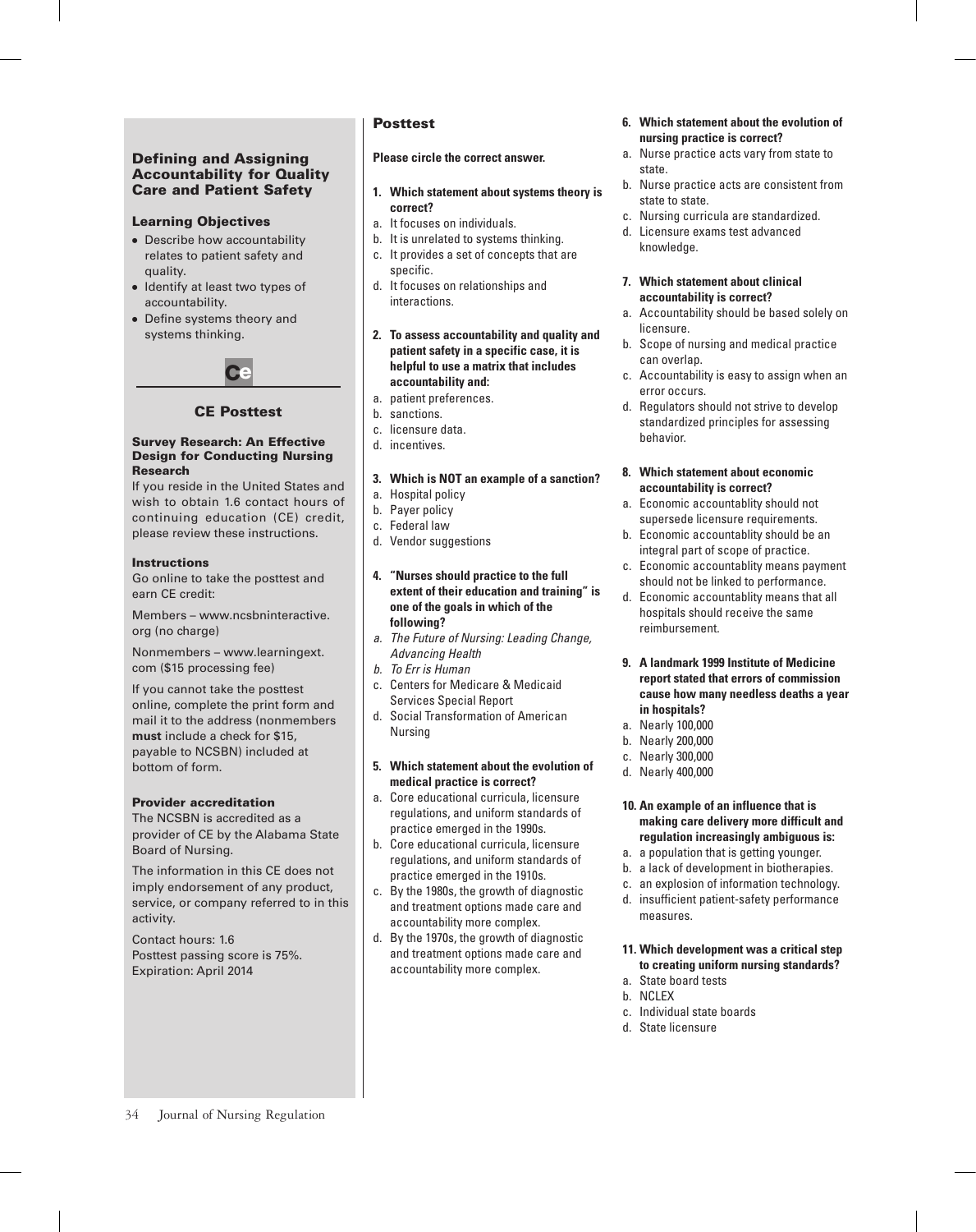## Defining and Assigning Accountability for Quality Care and Patient Safety

### Learning Objectives

- Describe how accountability relates to patient safety and quality.
- Identify at least two types of accountability.
- Define systems theory and systems thinking.

Ce

### CE Posttest

#### Survey Research: An Effective Design for Conducting Nursing Research

If you reside in the United States and wish to obtain 1.6 contact hours of continuing education (CE) credit, please review these instructions.

#### Instructions

Go online to take the posttest and earn CE credit:

Members – www.ncsbninteractive.org (no charge)

Nonmembers – www.learningext.com ($15 processing fee)

If you cannot take the posttest online, complete the print form and mail it to the address (nonmembers **must** include a check for $15, payable to NCSBN) included at bottom of form.

#### Provider accreditation

The NCSBN is accredited as a provider of CE by the Alabama State Board of Nursing.

The information in this CE does not imply endorsement of any product, service, or company referred to in this activity.

Contact hours: 1.6
Posttest passing score is 75%.
Expiration: April 2014

## Posttest

**Please circle the correct answer.**

**1. Which statement about systems theory is correct?**

a. It focuses on individuals.
b. It is unrelated to systems thinking.
c. It provides a set of concepts that are specific.
d. It focuses on relationships and interactions.

**2. To assess accountability and quality and patient safety in a specific case, it is helpful to use a matrix that includes accountability and:**

a. patient preferences.
b. sanctions.
c. licensure data.
d. incentives.

**3. Which is NOT an example of a sanction?**

a. Hospital policy
b. Payer policy
c. Federal law
d. Vendor suggestions

**4. "Nurses should practice to the full extent of their education and training" is one of the goals in which of the following?**

a. *The Future of Nursing: Leading Change, Advancing Health*
b. *To Err is Human*
c. Centers for Medicare & Medicaid Services Special Report
d. Social Transformation of American Nursing

**5. Which statement about the evolution of medical practice is correct?**

a. Core educational curricula, licensure regulations, and uniform standards of practice emerged in the 1990s.
b. Core educational curricula, licensure regulations, and uniform standards of practice emerged in the 1910s.
c. By the 1980s, the growth of diagnostic and treatment options made care and accountability more complex.
d. By the 1970s, the growth of diagnostic and treatment options made care and accountability more complex.

**6. Which statement about the evolution of nursing practice is correct?**

a. Nurse practice acts vary from state to state.
b. Nurse practice acts are consistent from state to state.
c. Nursing curricula are standardized.
d. Licensure exams test advanced knowledge.

**7. Which statement about clinical accountability is correct?**

a. Accountability should be based solely on licensure.
b. Scope of nursing and medical practice can overlap.
c. Accountability is easy to assign when an error occurs.
d. Regulators should not strive to develop standardized principles for assessing behavior.

**8. Which statement about economic accountability is correct?**

a. Economic accountablity should not supersede licensure requirements.
b. Economic accountablity should be an integral part of scope of practice.
c. Economic accountablity means payment should not be linked to performance.
d. Economic accountablity means that all hospitals should receive the same reimbursement.

**9. A landmark 1999 Institute of Medicine report stated that errors of commission cause how many needless deaths a year in hospitals?**

a. Nearly 100,000
b. Nearly 200,000
c. Nearly 300,000
d. Nearly 400,000

**10. An example of an influence that is making care delivery more difficult and regulation increasingly ambiguous is:**

a. a population that is getting younger.
b. a lack of development in biotherapies.
c. an explosion of information technology.
d. insufficient patient-safety performance measures.

**11. Which development was a critical step to creating uniform nursing standards?**

a. State board tests
b. NCLEX
c. Individual state boards
d. State licensure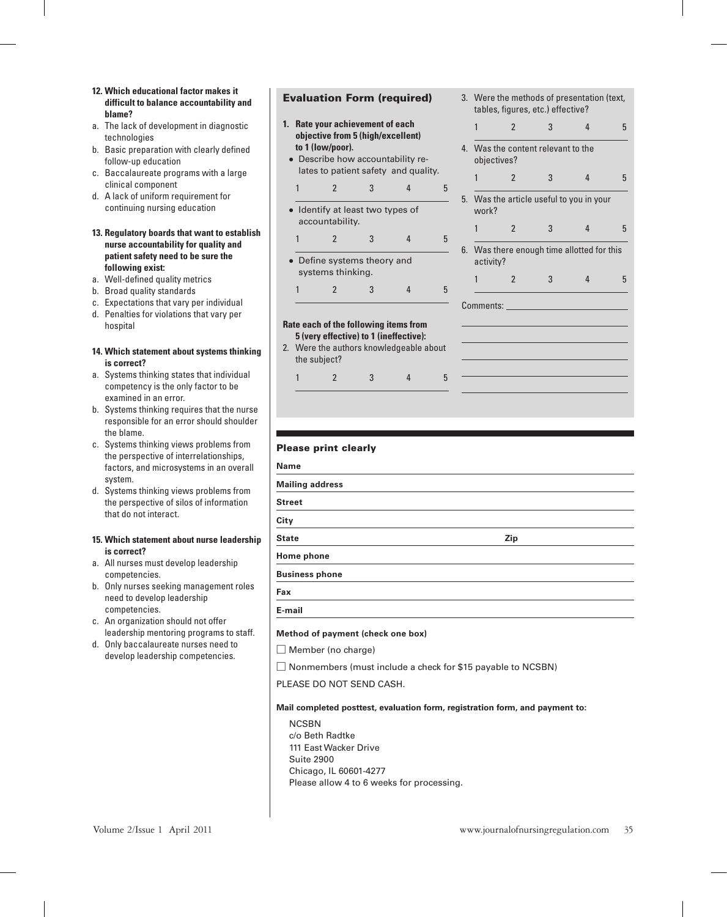**12. Which educational factor makes it difficult to balance accountability and blame?**

a. The lack of development in diagnostic technologies
b. Basic preparation with clearly defined follow-up education
c. Baccalaureate programs with a large clinical component
d. A lack of uniform requirement for continuing nursing education

**13. Regulatory boards that want to establish nurse accountability for quality and patient safety need to be sure the following exist:**

a. Well-defined quality metrics
b. Broad quality standards
c. Expectations that vary per individual
d. Penalties for violations that vary per hospital

**14. Which statement about systems thinking is correct?**

a. Systems thinking states that individual competency is the only factor to be examined in an error.
b. Systems thinking requires that the nurse responsible for an error should shoulder the blame.
c. Systems thinking views problems from the perspective of interrelationships, factors, and microsystems in an overall system.
d. Systems thinking views problems from the perspective of silos of information that do not interact.

**15. Which statement about nurse leadership is correct?**

a. All nurses must develop leadership competencies.
b. Only nurses seeking management roles need to develop leadership competencies.
c. An organization should not offer leadership mentoring programs to staff.
d. Only baccalaureate nurses need to develop leadership competencies.

## Evaluation Form (required)

**1. Rate your achievement of each objective from 5 (high/excellent) to 1 (low/poor).**

- Describe how accountability relates to patient safety and quality.

1 2 3 4 5

- Identify at least two types of accountability.

1 2 3 4 5

- Define systems theory and systems thinking.

1 2 3 4 5

**Rate each of the following items from 5 (very effective) to 1 (ineffective):**

2. Were the authors knowledgeable about the subject?

1 2 3 4 5

3. Were the methods of presentation (text, tables, figures, etc.) effective?

1 2 3 4 5

4. Was the content relevant to the objectives?

1 2 3 4 5

5. Was the article useful to you in your work?

1 2 3 4 5

6. Was there enough time allotted for this activity?

1 2 3 4 5

Comments: ______________________________

### Please print clearly

**Name**

**Mailing address**

**Street**

**City**

**State** **Zip**

**Home phone**

**Business phone**

**Fax**

**E-mail**

**Method of payment (check one box)**

☐ Member (no charge)

☐ Nonmembers (must include a check for $15 payable to NCSBN)

PLEASE DO NOT SEND CASH.

**Mail completed posttest, evaluation form, registration form, and payment to:**

NCSBN
c/o Beth Radtke
111 East Wacker Drive
Suite 2900
Chicago, IL 60601-4277
Please allow 4 to 6 weeks for processing.